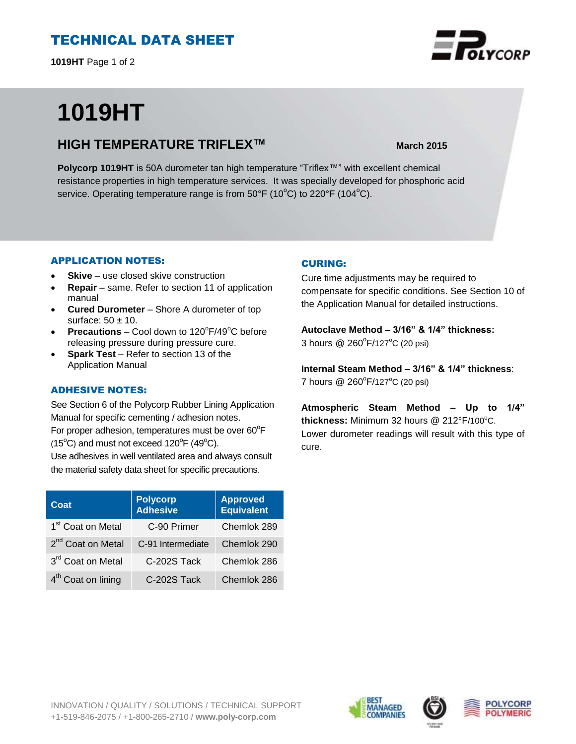# TECHNICAL DATA SHEET

**1019HT**

# 1019HT

## HIGH TEMPERATURE TRIFLEX™

**March 2015**

**Polycorp 1019HT** is 50A durometer tan high temperature "Triflex™" with excellent chemical resistance properties in high temperature services. It was specially developed for phosphoric acid service. Operating temperature range is from 50°F (10°C) to 220°F (104°C).

### APPLICATION NOTES:

- **Skive** – use closed skive construction
- **Repair** – same. Refer to section 11 of application manual
- **Cured Durometer** – Shore A durometer of top surface: 50 ± 10.
- **Precautions** – Cool down to 120°F/49°C before releasing pressure during pressure cure.
- **Spark Test** – Refer to section 13 of the Application Manual

### ADHESIVE NOTES:

See Section 6 of the Polycorp Rubber Lining Application Manual for specific cementing / adhesion notes.
For proper adhesion, temperatures must be over 60°F (15°C) and must not exceed 120°F (49°C).
Use adhesives in well ventilated area and always consult the material safety data sheet for specific precautions.

| Coat | Polycorp Adhesive | Approved Equivalent |
|---|---|---|
| 1st Coat on Metal | C-90 Primer | Chemlok 289 |
| 2nd Coat on Metal | C-91 Intermediate | Chemlok 290 |
| 3rd Coat on Metal | C-202S Tack | Chemlok 286 |
| 4th Coat on lining | C-202S Tack | Chemlok 286 |

### CURING:

Cure time adjustments may be required to compensate for specific conditions. See Section 10 of the Application Manual for detailed instructions.

**Autoclave Method – 3/16" & 1/4" thickness:**
3 hours @ 260°F/127°C (20 psi)

**Internal Steam Method – 3/16" & 1/4" thickness**:
7 hours @ 260°F/127°C (20 psi)

**Atmospheric Steam Method – Up to 1/4" thickness:** Minimum 32 hours @ 212°F/100°C.
Lower durometer readings will result with this type of cure.

INNOVATION / QUALITY / SOLUTIONS / TECHNICAL SUPPORT
+1-519-846-2075 / +1-800-265-2710 / **www.poly-corp.com**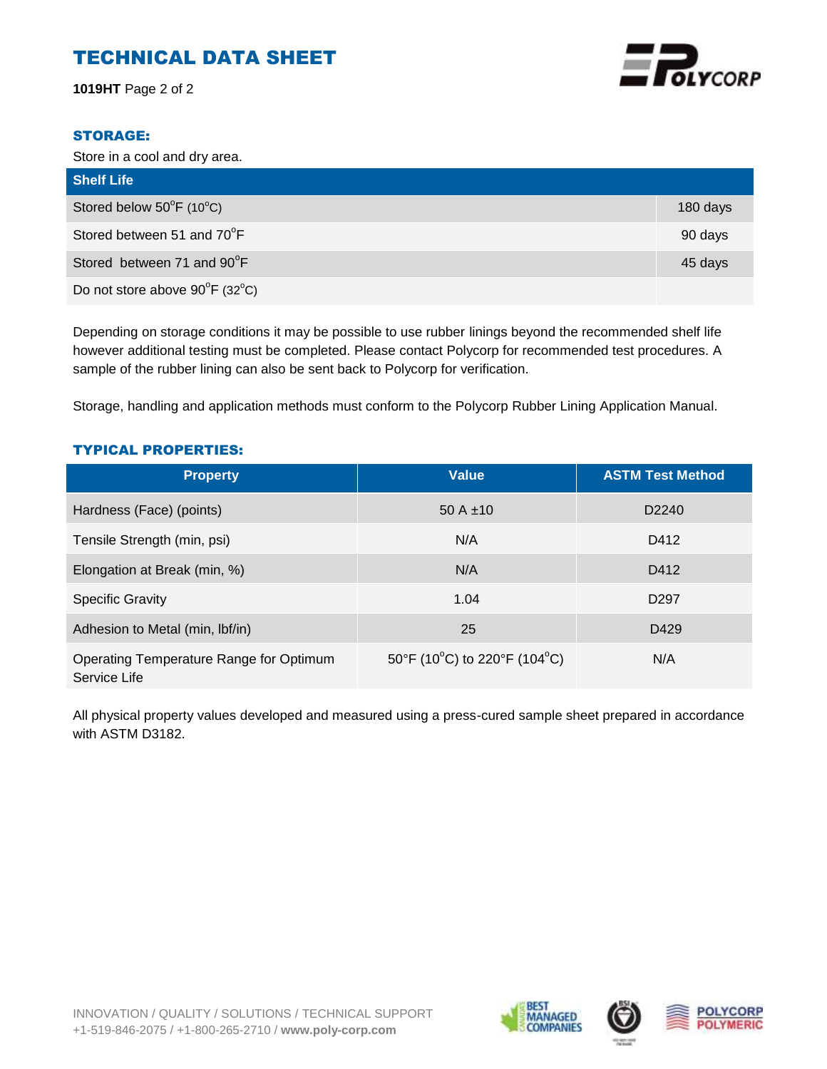## STORAGE:

Store in a cool and dry area.

| Shelf Life | |
|---|---|
| Stored below 50°F (10°C) | 180 days |
| Stored between 51 and 70°F | 90 days |
| Stored between 71 and 90°F | 45 days |
| Do not store above 90°F (32°C) | |

Depending on storage conditions it may be possible to use rubber linings beyond the recommended shelf life however additional testing must be completed. Please contact Polycorp for recommended test procedures. A sample of the rubber lining can also be sent back to Polycorp for verification.

Storage, handling and application methods must conform to the Polycorp Rubber Lining Application Manual.

## TYPICAL PROPERTIES:

| Property | Value | ASTM Test Method |
|---|---|---|
| Hardness (Face) (points) | 50 A ±10 | D2240 |
| Tensile Strength (min, psi) | N/A | D412 |
| Elongation at Break (min, %) | N/A | D412 |
| Specific Gravity | 1.04 | D297 |
| Adhesion to Metal (min, lbf/in) | 25 | D429 |
| Operating Temperature Range for Optimum Service Life | 50°F (10°C) to 220°F (104°C) | N/A |

All physical property values developed and measured using a press-cured sample sheet prepared in accordance with ASTM D3182.

INNOVATION / QUALITY / SOLUTIONS / TECHNICAL SUPPORT
+1-519-846-2075 / +1-800-265-2710 / **www.poly-corp.com**